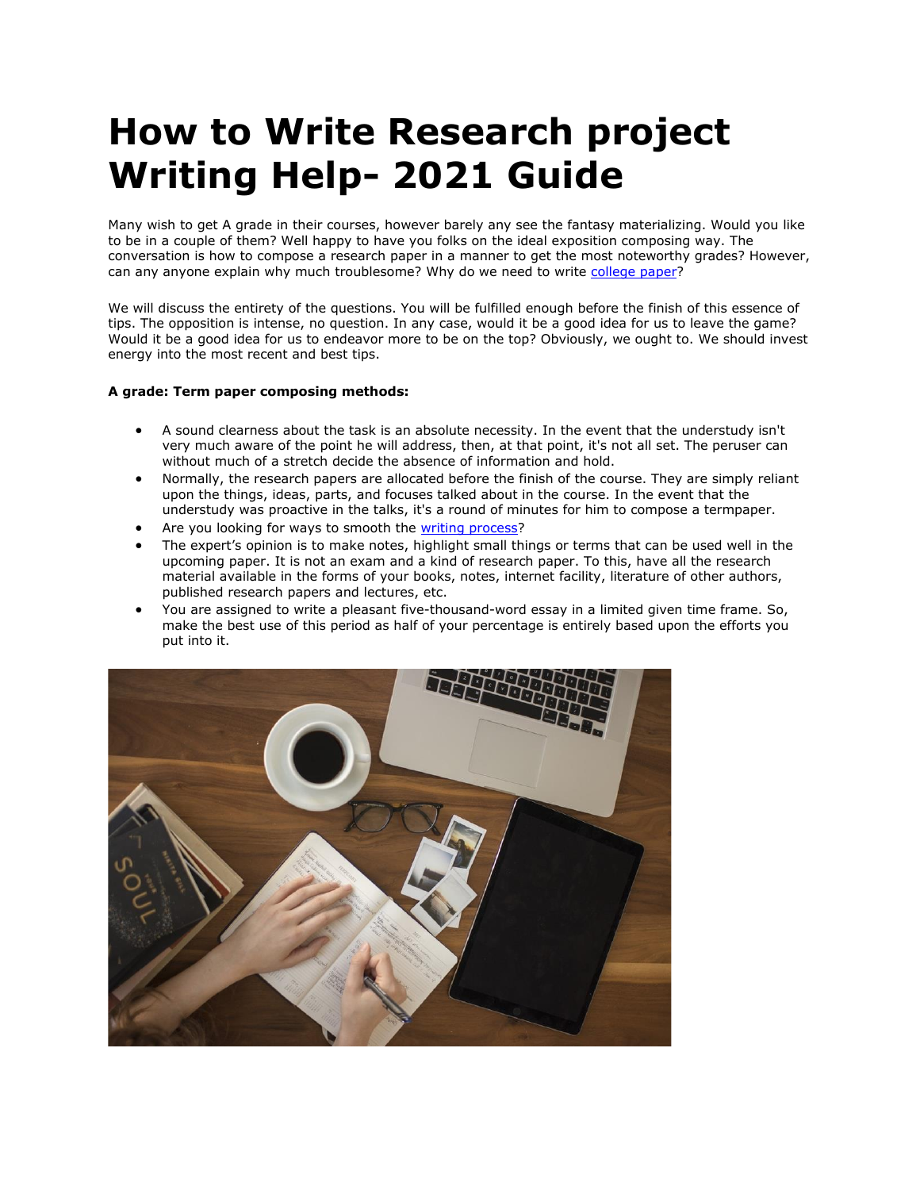# How to Write Research project Writing Help- 2021 Guide

Many wish to get A grade in their courses, however barely any see the fantasy materializing. Would you like to be in a couple of them? Well happy to have you folks on the ideal exposition composing way. The conversation is how to compose a research paper in a manner to get the most noteworthy grades? However, can any anyone explain why much troublesome? Why do we need to write [college paper](college paper)?

We will discuss the entirety of the questions. You will be fulfilled enough before the finish of this essence of tips. The opposition is intense, no question. In any case, would it be a good idea for us to leave the game? Would it be a good idea for us to endeavor more to be on the top? Obviously, we ought to. We should invest energy into the most recent and best tips.

**A grade: Term paper composing methods:**

- A sound clearness about the task is an absolute necessity. In the event that the understudy isn't very much aware of the point he will address, then, at that point, it's not all set. The peruser can without much of a stretch decide the absence of information and hold.
- Normally, the research papers are allocated before the finish of the course. They are simply reliant upon the things, ideas, parts, and focuses talked about in the course. In the event that the understudy was proactive in the talks, it's a round of minutes for him to compose a termpaper.
- Are you looking for ways to smooth the [writing process](writing process)?
- The expert's opinion is to make notes, highlight small things or terms that can be used well in the upcoming paper. It is not an exam and a kind of research paper. To this, have all the research material available in the forms of your books, notes, internet facility, literature of other authors, published research papers and lectures, etc.
- You are assigned to write a pleasant five-thousand-word essay in a limited given time frame. So, make the best use of this period as half of your percentage is entirely based upon the efforts you put into it.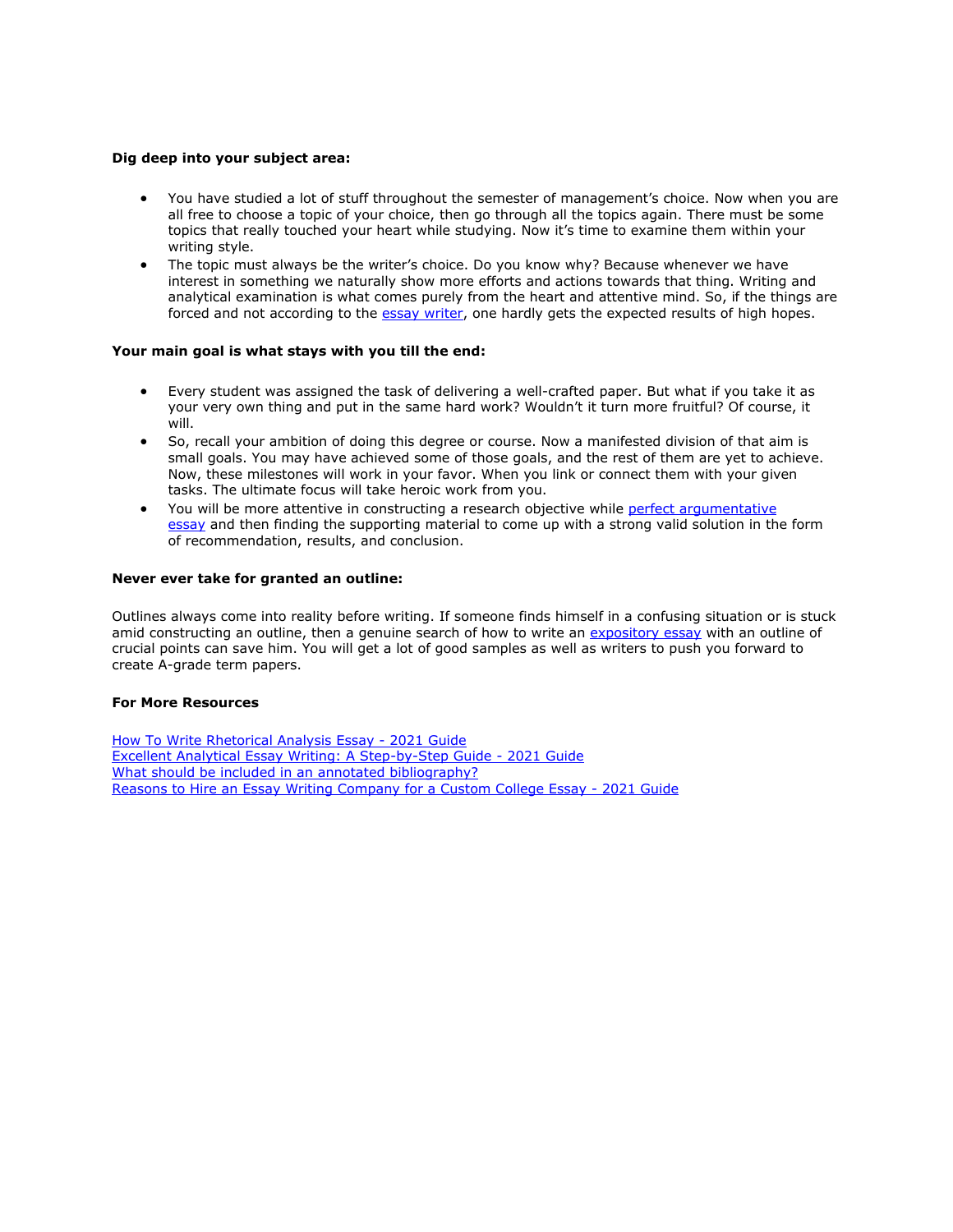**Dig deep into your subject area:**

- You have studied a lot of stuff throughout the semester of management's choice. Now when you are all free to choose a topic of your choice, then go through all the topics again. There must be some topics that really touched your heart while studying. Now it's time to examine them within your writing style.
- The topic must always be the writer's choice. Do you know why? Because whenever we have interest in something we naturally show more efforts and actions towards that thing. Writing and analytical examination is what comes purely from the heart and attentive mind. So, if the things are forced and not according to the essay writer, one hardly gets the expected results of high hopes.

**Your main goal is what stays with you till the end:**

- Every student was assigned the task of delivering a well-crafted paper. But what if you take it as your very own thing and put in the same hard work? Wouldn't it turn more fruitful? Of course, it will.
- So, recall your ambition of doing this degree or course. Now a manifested division of that aim is small goals. You may have achieved some of those goals, and the rest of them are yet to achieve. Now, these milestones will work in your favor. When you link or connect them with your given tasks. The ultimate focus will take heroic work from you.
- You will be more attentive in constructing a research objective while perfect argumentative essay and then finding the supporting material to come up with a strong valid solution in the form of recommendation, results, and conclusion.

**Never ever take for granted an outline:**

Outlines always come into reality before writing. If someone finds himself in a confusing situation or is stuck amid constructing an outline, then a genuine search of how to write an expository essay with an outline of crucial points can save him. You will get a lot of good samples as well as writers to push you forward to create A-grade term papers.

**For More Resources**

How To Write Rhetorical Analysis Essay - 2021 Guide
Excellent Analytical Essay Writing: A Step-by-Step Guide - 2021 Guide
What should be included in an annotated bibliography?
Reasons to Hire an Essay Writing Company for a Custom College Essay - 2021 Guide